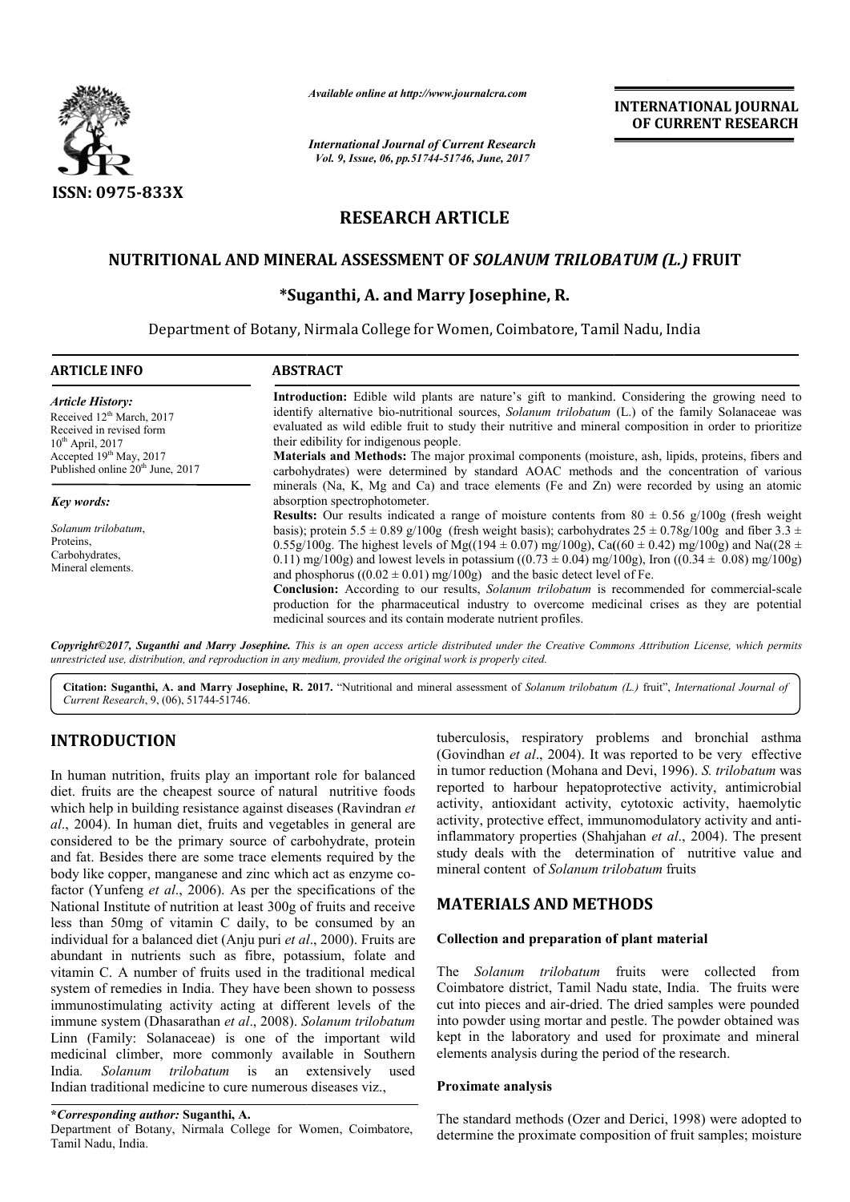*Available online at http://www.journalcra.com*

*International Journal of Current Research*
*Vol. 9, Issue, 06, pp.51744-51746, June, 2017*

**INTERNATIONAL JOURNAL OF CURRENT RESEARCH**

**ISSN: 0975-833X**

## RESEARCH ARTICLE

# NUTRITIONAL AND MINERAL ASSESSMENT OF *SOLANUM TRILOBATUM (L.)* FRUIT

**\*Suganthi, A. and Marry Josephine, R.**

Department of Botany, Nirmala College for Women, Coimbatore, Tamil Nadu, India

**ARTICLE INFO**

*Article History:*
Received 12th March, 2017
Received in revised form
10th April, 2017
Accepted 19th May, 2017
Published online 20th June, 2017

*Key words:*
*Solanum trilobatum*,
Proteins,
Carbohydrates,
Mineral elements.

**ABSTRACT**

**Introduction:** Edible wild plants are nature's gift to mankind. Considering the growing need to identify alternative bio-nutritional sources, *Solanum trilobatum* (L.) of the family Solanaceae was evaluated as wild edible fruit to study their nutritive and mineral composition in order to prioritize their edibility for indigenous people.

**Materials and Methods:** The major proximal components (moisture, ash, lipids, proteins, fibers and carbohydrates) were determined by standard AOAC methods and the concentration of various minerals (Na, K, Mg and Ca) and trace elements (Fe and Zn) were recorded by using an atomic absorption spectrophotometer.

**Results:** Our results indicated a range of moisture contents from $80 \pm 0.56$ g/100g (fresh weight basis); protein $5.5 \pm 0.89$ g/100g (fresh weight basis); carbohydrates $25 \pm 0.78$g/100g and fiber $3.3 \pm 0.55$g/100g. The highest levels of Mg(($194 \pm 0.07$) mg/100g), Ca(($60 \pm 0.42$) mg/100g) and Na(($28 \pm 0.11$) mg/100g) and lowest levels in potassium (($0.73 \pm 0.04$) mg/100g), Iron (($0.34 \pm 0.08$) mg/100g) and phosphorus (($0.02 \pm 0.01$) mg/100g) and the basic detect level of Fe.

**Conclusion:** According to our results, *Solanum trilobatum* is recommended for commercial-scale production for the pharmaceutical industry to overcome medicinal crises as they are potential medicinal sources and its contain moderate nutrient profiles.

*Copyright©2017, Suganthi and Marry Josephine. This is an open access article distributed under the Creative Commons Attribution License, which permits unrestricted use, distribution, and reproduction in any medium, provided the original work is properly cited.*

**Citation: Suganthi, A. and Marry Josephine, R. 2017.** "Nutritional and mineral assessment of *Solanum trilobatum (L.)* fruit", *International Journal of Current Research*, 9, (06), 51744-51746.

## INTRODUCTION

In human nutrition, fruits play an important role for balanced diet. fruits are the cheapest source of natural nutritive foods which help in building resistance against diseases (Ravindran *et al*., 2004). In human diet, fruits and vegetables in general are considered to be the primary source of carbohydrate, protein and fat. Besides there are some trace elements required by the body like copper, manganese and zinc which act as enzyme co-factor (Yunfeng *et al*., 2006). As per the specifications of the National Institute of nutrition at least 300g of fruits and receive less than 50mg of vitamin C daily, to be consumed by an individual for a balanced diet (Anju puri *et al*., 2000). Fruits are abundant in nutrients such as fibre, potassium, folate and vitamin C. A number of fruits used in the traditional medical system of remedies in India. They have been shown to possess immunostimulating activity acting at different levels of the immune system (Dhasarathan *et al*., 2008). *Solanum trilobatum* Linn (Family: Solanaceae) is one of the important wild medicinal climber, more commonly available in Southern India. *Solanum trilobatum* is an extensively used Indian traditional medicine to cure numerous diseases viz., tuberculosis, respiratory problems and bronchial asthma (Govindhan *et al*., 2004). It was reported to be very effective in tumor reduction (Mohana and Devi, 1996). *S. trilobatum* was reported to harbour hepatoprotective activity, antimicrobial activity, antioxidant activity, cytotoxic activity, haemolytic activity, protective effect, immunomodulatory activity and anti-inflammatory properties (Shahjahan *et al*., 2004). The present study deals with the determination of nutritive value and mineral content of *Solanum trilobatum* fruits

## MATERIALS AND METHODS

### Collection and preparation of plant material

The *Solanum trilobatum* fruits were collected from Coimbatore district, Tamil Nadu state, India. The fruits were cut into pieces and air-dried. The dried samples were pounded into powder using mortar and pestle. The powder obtained was kept in the laboratory and used for proximate and mineral elements analysis during the period of the research.

### Proximate analysis

The standard methods (Ozer and Derici, 1998) were adopted to determine the proximate composition of fruit samples; moisture

---

**\*Corresponding author: Suganthi, A.**
Department of Botany, Nirmala College for Women, Coimbatore, Tamil Nadu, India.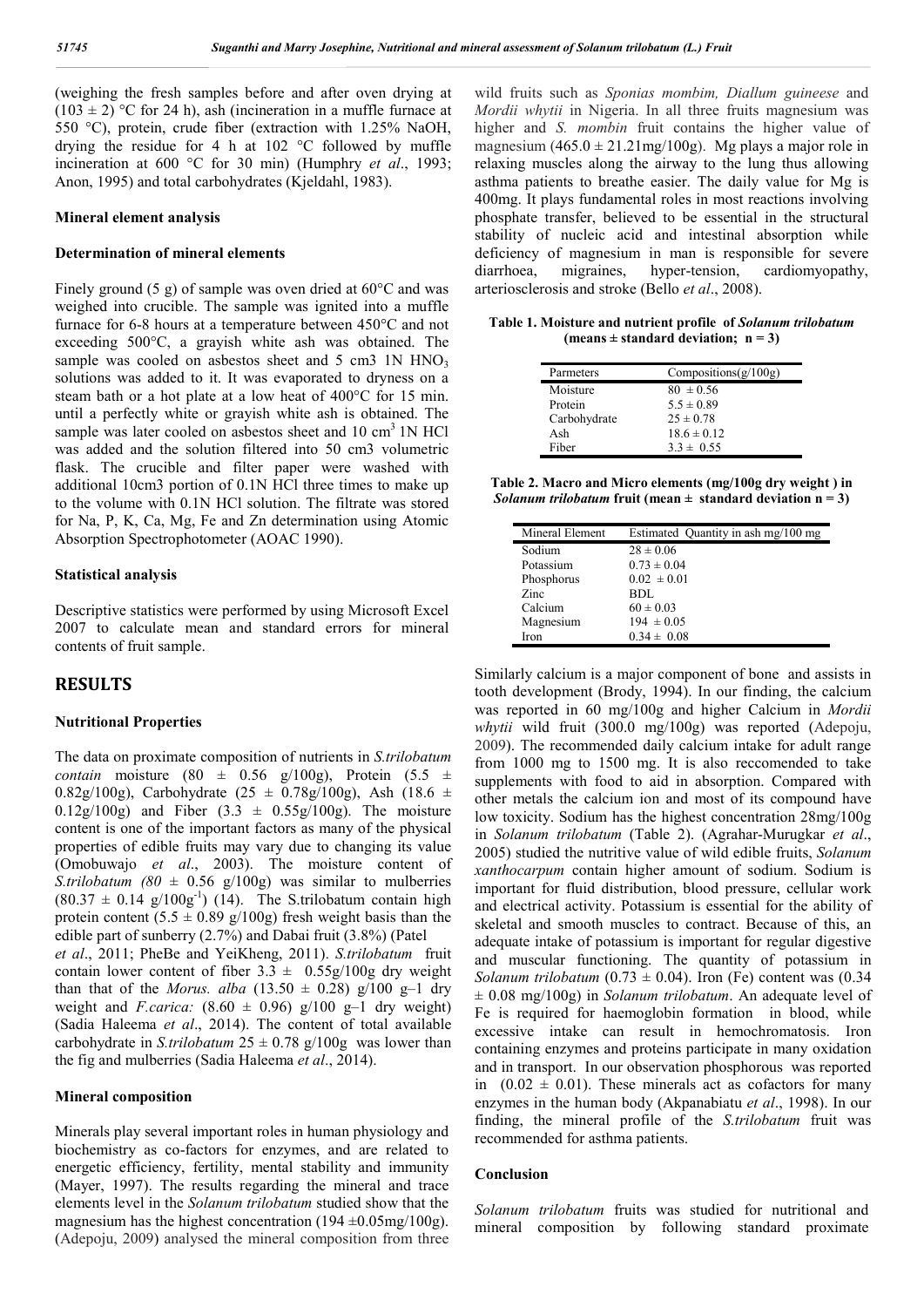(weighing the fresh samples before and after oven drying at (103 ± 2) °C for 24 h), ash (incineration in a muffle furnace at 550 °C), protein, crude fiber (extraction with 1.25% NaOH, drying the residue for 4 h at 102 °C followed by muffle incineration at 600 °C for 30 min) (Humphry *et al*., 1993; Anon, 1995) and total carbohydrates (Kjeldahl, 1983).

### Mineral element analysis

### Determination of mineral elements

Finely ground (5 g) of sample was oven dried at 60°C and was weighed into crucible. The sample was ignited into a muffle furnace for 6-8 hours at a temperature between 450°C and not exceeding 500°C, a grayish white ash was obtained. The sample was cooled on asbestos sheet and 5 cm3 1N $HNO_3$ solutions was added to it. It was evaporated to dryness on a steam bath or a hot plate at a low heat of 400°C for 15 min. until a perfectly white or grayish white ash is obtained. The sample was later cooled on asbestos sheet and 10 $cm^3$ 1N HCl was added and the solution filtered into 50 cm3 volumetric flask. The crucible and filter paper were washed with additional 10cm3 portion of 0.1N HCl three times to make up to the volume with 0.1N HCl solution. The filtrate was stored for Na, P, K, Ca, Mg, Fe and Zn determination using Atomic Absorption Spectrophotometer (AOAC 1990).

### Statistical analysis

Descriptive statistics were performed by using Microsoft Excel 2007 to calculate mean and standard errors for mineral contents of fruit sample.

## RESULTS

### Nutritional Properties

The data on proximate composition of nutrients in *S.trilobatum contain* moisture (80 ± 0.56 g/100g), Protein (5.5 ± 0.82g/100g), Carbohydrate (25 ± 0.78g/100g), Ash (18.6 ± 0.12g/100g) and Fiber (3.3 ± 0.55g/100g). The moisture content is one of the important factors as many of the physical properties of edible fruits may vary due to changing its value (Omobuwajo *et al*., 2003). The moisture content of *S.trilobatum (80* ± 0.56 g/100g) was similar to mulberries (80.37 ± 0.14 $g/100g^{-1}$) (14). The S.trilobatum contain high protein content (5.5 ± 0.89 g/100g) fresh weight basis than the edible part of sunberry (2.7%) and Dabai fruit (3.8%) (Patel *et al*., 2011; PheBe and YeiKheng, 2011). *S.trilobatum* fruit contain lower content of fiber 3.3 ± 0.55g/100g dry weight than that of the *Morus. alba* (13.50 ± 0.28) g/100 g–1 dry weight and *F.carica:* (8.60 ± 0.96) g/100 g–1 dry weight) (Sadia Haleema *et al*., 2014). The content of total available carbohydrate in *S.trilobatum* 25 ± 0.78 g/100g was lower than the fig and mulberries (Sadia Haleema *et al*., 2014).

### Mineral composition

Minerals play several important roles in human physiology and biochemistry as co-factors for enzymes, and are related to energetic efficiency, fertility, mental stability and immunity (Mayer, 1997). The results regarding the mineral and trace elements level in the *Solanum trilobatum* studied show that the magnesium has the highest concentration (194 ±0.05mg/100g). (Adepoju, 2009) analysed the mineral composition from three wild fruits such as *Sponias mombim, Diallum guineese* and *Mordii whytii* in Nigeria. In all three fruits magnesium was higher and *S. mombin* fruit contains the higher value of magnesium (465.0 ± 21.21mg/100g). Mg plays a major role in relaxing muscles along the airway to the lung thus allowing asthma patients to breathe easier. The daily value for Mg is 400mg. It plays fundamental roles in most reactions involving phosphate transfer, believed to be essential in the structural stability of nucleic acid and intestinal absorption while deficiency of magnesium in man is responsible for severe diarrhoea, migraines, hyper-tension, cardiomyopathy, arteriosclerosis and stroke (Bello *et al*., 2008).

**Table 1. Moisture and nutrient profile of *Solanum trilobatum* (means ± standard deviation; n = 3)**

| Parmeters | Compositions(g/100g) |
|---|---|
| Moisture | 80 ± 0.56 |
| Protein | 5.5 ± 0.89 |
| Carbohydrate | 25 ± 0.78 |
| Ash | 18.6 ± 0.12 |
| Fiber | 3.3 ± 0.55 |

**Table 2. Macro and Micro elements (mg/100g dry weight ) in *Solanum trilobatum* fruit (mean ± standard deviation n = 3)**

| Mineral Element | Estimated Quantity in ash mg/100 mg |
|---|---|
| Sodium | 28 ± 0.06 |
| Potassium | 0.73 ± 0.04 |
| Phosphorus | 0.02 ± 0.01 |
| Zinc | BDL |
| Calcium | 60 ± 0.03 |
| Magnesium | 194 ± 0.05 |
| Iron | 0.34 ± 0.08 |

Similarly calcium is a major component of bone and assists in tooth development (Brody, 1994). In our finding, the calcium was reported in 60 mg/100g and higher Calcium in *Mordii whytii* wild fruit (300.0 mg/100g) was reported (Adepoju, 2009). The recommended daily calcium intake for adult range from 1000 mg to 1500 mg. It is also reccomended to take supplements with food to aid in absorption. Compared with other metals the calcium ion and most of its compound have low toxicity. Sodium has the highest concentration 28mg/100g in *Solanum trilobatum* (Table 2). (Agrahar-Murugkar *et al*., 2005) studied the nutritive value of wild edible fruits, *Solanum xanthocarpum* contain higher amount of sodium. Sodium is important for fluid distribution, blood pressure, cellular work and electrical activity. Potassium is essential for the ability of skeletal and smooth muscles to contract. Because of this, an adequate intake of potassium is important for regular digestive and muscular functioning. The quantity of potassium in *Solanum trilobatum* (0.73 ± 0.04). Iron (Fe) content was (0.34 ± 0.08 mg/100g) in *Solanum trilobatum*. An adequate level of Fe is required for haemoglobin formation in blood, while excessive intake can result in hemochromatosis. Iron containing enzymes and proteins participate in many oxidation and in transport. In our observation phosphorous was reported in (0.02 ± 0.01). These minerals act as cofactors for many enzymes in the human body (Akpanabiatu *et al*., 1998). In our finding, the mineral profile of the *S.trilobatum* fruit was recommended for asthma patients.

### Conclusion

*Solanum trilobatum* fruits was studied for nutritional and mineral composition by following standard proximate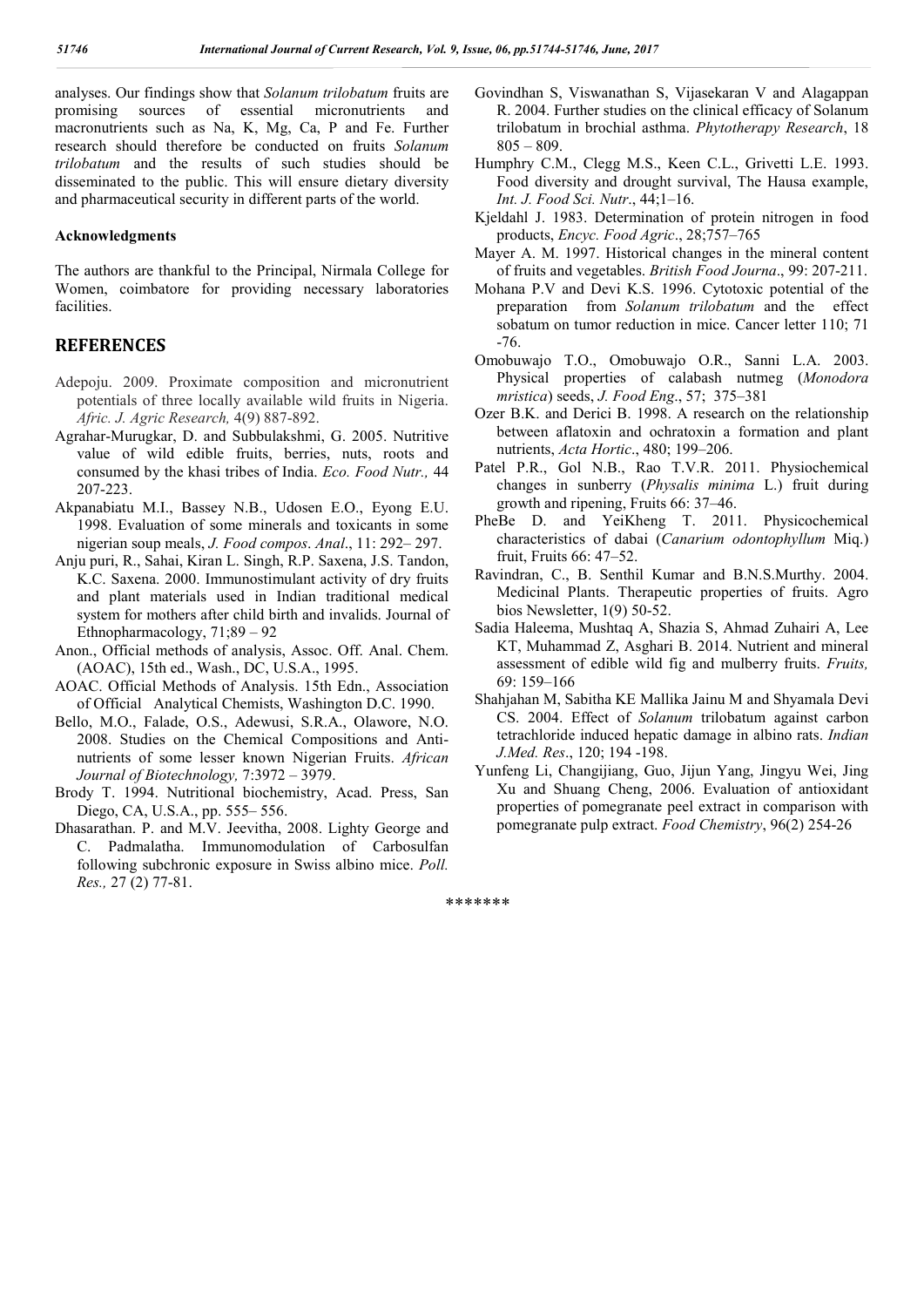analyses. Our findings show that *Solanum trilobatum* fruits are promising sources of essential micronutrients and macronutrients such as Na, K, Mg, Ca, P and Fe. Further research should therefore be conducted on fruits *Solanum trilobatum* and the results of such studies should be disseminated to the public. This will ensure dietary diversity and pharmaceutical security in different parts of the world.

### Acknowledgments

The authors are thankful to the Principal, Nirmala College for Women, coimbatore for providing necessary laboratories facilities.

## REFERENCES

Adepoju. 2009. Proximate composition and micronutrient potentials of three locally available wild fruits in Nigeria. *Afric. J. Agric Research,* 4(9) 887-892.

Agrahar-Murugkar, D. and Subbulakshmi, G. 2005. Nutritive value of wild edible fruits, berries, nuts, roots and consumed by the khasi tribes of India. *Eco. Food Nutr.,* 44 207-223.

Akpanabiatu M.I., Bassey N.B., Udosen E.O., Eyong E.U. 1998. Evaluation of some minerals and toxicants in some nigerian soup meals, *J. Food compos. Anal*., 11: 292– 297.

Anju puri, R., Sahai, Kiran L. Singh, R.P. Saxena, J.S. Tandon, K.C. Saxena. 2000. Immunostimulant activity of dry fruits and plant materials used in Indian traditional medical system for mothers after child birth and invalids. Journal of Ethnopharmacology, 71;89 – 92

Anon., Official methods of analysis, Assoc. Off. Anal. Chem. (AOAC), 15th ed., Wash., DC, U.S.A., 1995.

AOAC. Official Methods of Analysis. 15th Edn., Association of Official Analytical Chemists, Washington D.C. 1990.

Bello, M.O., Falade, O.S., Adewusi, S.R.A., Olawore, N.O. 2008. Studies on the Chemical Compositions and Anti-nutrients of some lesser known Nigerian Fruits. *African Journal of Biotechnology,* 7:3972 – 3979.

Brody T. 1994. Nutritional biochemistry, Acad. Press, San Diego, CA, U.S.A., pp. 555– 556.

Dhasarathan. P. and M.V. Jeevitha, 2008. Lighty George and C. Padmalatha. Immunomodulation of Carbosulfan following subchronic exposure in Swiss albino mice. *Poll. Res.,* 27 (2) 77-81.

Govindhan S, Viswanathan S, Vijasekaran V and Alagappan R. 2004. Further studies on the clinical efficacy of Solanum trilobatum in brochial asthma. *Phytotherapy Research*, 18 805 – 809.

Humphry C.M., Clegg M.S., Keen C.L., Grivetti L.E. 1993. Food diversity and drought survival, The Hausa example, *Int. J. Food Sci. Nutr*., 44;1–16.

Kjeldahl J. 1983. Determination of protein nitrogen in food products, *Encyc. Food Agric*., 28;757–765

Mayer A. M. 1997. Historical changes in the mineral content of fruits and vegetables. *British Food Journa*., 99: 207-211.

Mohana P.V and Devi K.S. 1996. Cytotoxic potential of the preparation from *Solanum trilobatum* and the effect sobatum on tumor reduction in mice. Cancer letter 110; 71 -76.

Omobuwajo T.O., Omobuwajo O.R., Sanni L.A. 2003. Physical properties of calabash nutmeg (*Monodora mristica*) seeds, *J. Food Eng*., 57; 375–381

Ozer B.K. and Derici B. 1998. A research on the relationship between aflatoxin and ochratoxin a formation and plant nutrients, *Acta Hortic*., 480; 199–206.

Patel P.R., Gol N.B., Rao T.V.R. 2011. Physiochemical changes in sunberry (*Physalis minima* L.) fruit during growth and ripening, Fruits 66: 37–46.

PheBe D. and YeiKheng T. 2011. Physicochemical characteristics of dabai (*Canarium odontophyllum* Miq.) fruit, Fruits 66: 47–52.

Ravindran, C., B. Senthil Kumar and B.N.S.Murthy. 2004. Medicinal Plants. Therapeutic properties of fruits. Agro bios Newsletter, 1(9) 50-52.

Sadia Haleema, Mushtaq A, Shazia S, Ahmad Zuhairi A, Lee KT, Muhammad Z, Asghari B. 2014. Nutrient and mineral assessment of edible wild fig and mulberry fruits. *Fruits,* 69: 159–166

Shahjahan M, Sabitha KE Mallika Jainu M and Shyamala Devi CS. 2004. Effect of *Solanum* trilobatum against carbon tetrachloride induced hepatic damage in albino rats. *Indian J.Med. Res*., 120; 194 -198.

Yunfeng Li, Changijiang, Guo, Jijun Yang, Jingyu Wei, Jing Xu and Shuang Cheng, 2006. Evaluation of antioxidant properties of pomegranate peel extract in comparison with pomegranate pulp extract. *Food Chemistry*, 96(2) 254-26

*******